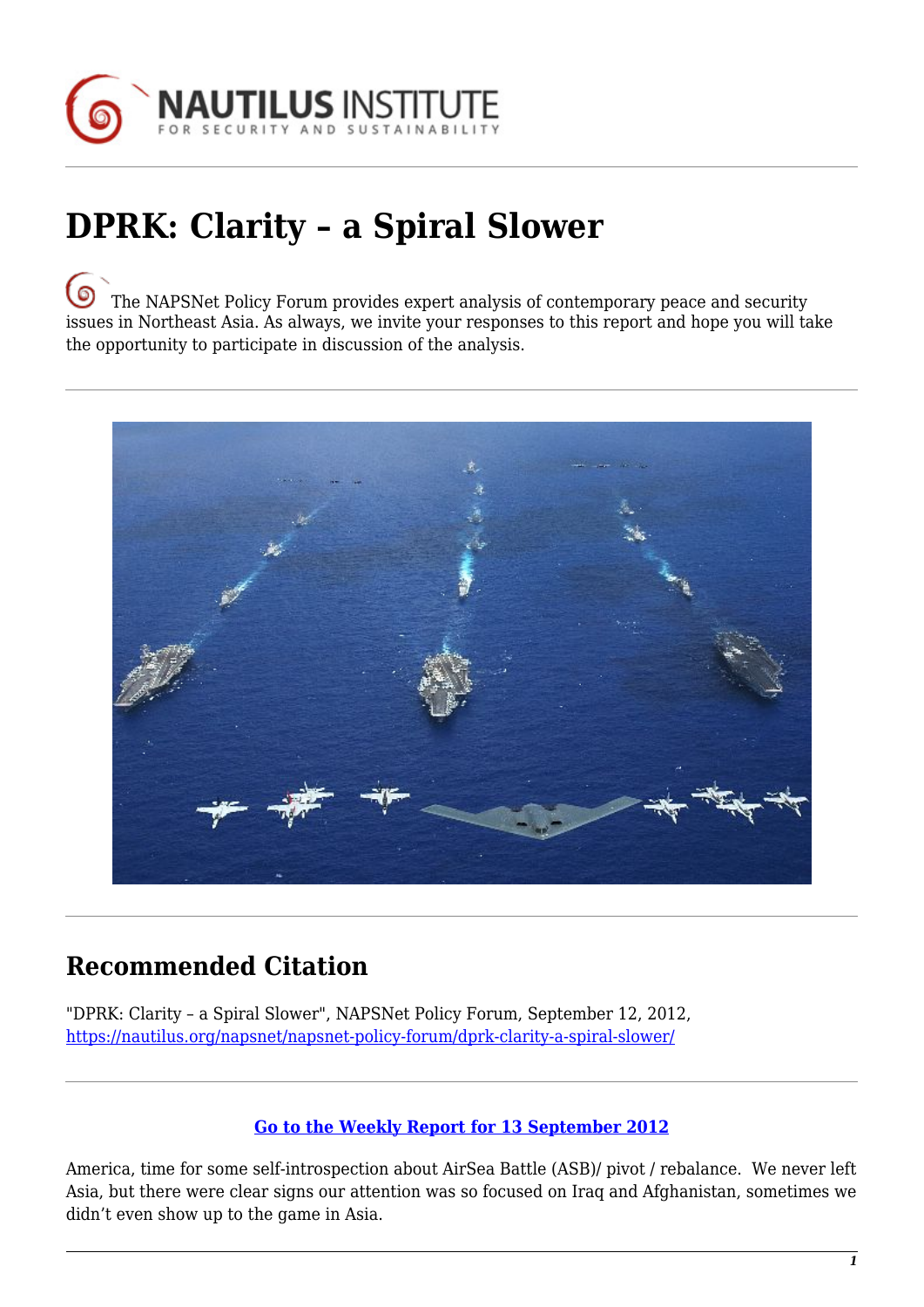# DPRK: Clarity – a Spiral Slower

The NAPSNet Policy Forum provides expert analysis of contemporary peace and security issues in Northeast Asia. As always, we invite your responses to this report and hope you will take the opportunity to participate in discussion of the analysis.

## Recommended Citation

"DPRK: Clarity – a Spiral Slower", NAPSNet Policy Forum, September 12, 2012, https://nautilus.org/napsnet/napsnet-policy-forum/dprk-clarity-a-spiral-slower/

**Go to the Weekly Report for 13 September 2012**

America, time for some self-introspection about AirSea Battle (ASB)/ pivot / rebalance. We never left Asia, but there were clear signs our attention was so focused on Iraq and Afghanistan, sometimes we didn't even show up to the game in Asia.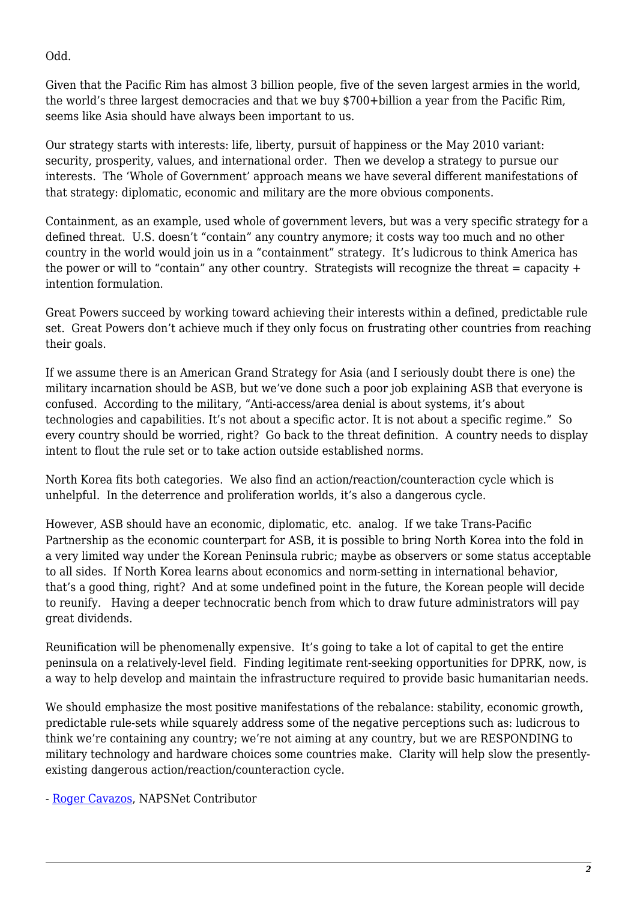Odd.

Given that the Pacific Rim has almost 3 billion people, five of the seven largest armies in the world, the world's three largest democracies and that we buy $700+billion a year from the Pacific Rim, seems like Asia should have always been important to us.

Our strategy starts with interests: life, liberty, pursuit of happiness or the May 2010 variant: security, prosperity, values, and international order. Then we develop a strategy to pursue our interests. The 'Whole of Government' approach means we have several different manifestations of that strategy: diplomatic, economic and military are the more obvious components.

Containment, as an example, used whole of government levers, but was a very specific strategy for a defined threat. U.S. doesn't "contain" any country anymore; it costs way too much and no other country in the world would join us in a "containment" strategy. It's ludicrous to think America has the power or will to "contain" any other country. Strategists will recognize the threat = capacity + intention formulation.

Great Powers succeed by working toward achieving their interests within a defined, predictable rule set. Great Powers don't achieve much if they only focus on frustrating other countries from reaching their goals.

If we assume there is an American Grand Strategy for Asia (and I seriously doubt there is one) the military incarnation should be ASB, but we've done such a poor job explaining ASB that everyone is confused. According to the military, "Anti-access/area denial is about systems, it's about technologies and capabilities. It's not about a specific actor. It is not about a specific regime." So every country should be worried, right? Go back to the threat definition. A country needs to display intent to flout the rule set or to take action outside established norms.

North Korea fits both categories. We also find an action/reaction/counteraction cycle which is unhelpful. In the deterrence and proliferation worlds, it's also a dangerous cycle.

However, ASB should have an economic, diplomatic, etc. analog. If we take Trans-Pacific Partnership as the economic counterpart for ASB, it is possible to bring North Korea into the fold in a very limited way under the Korean Peninsula rubric; maybe as observers or some status acceptable to all sides. If North Korea learns about economics and norm-setting in international behavior, that's a good thing, right? And at some undefined point in the future, the Korean people will decide to reunify. Having a deeper technocratic bench from which to draw future administrators will pay great dividends.

Reunification will be phenomenally expensive. It's going to take a lot of capital to get the entire peninsula on a relatively-level field. Finding legitimate rent-seeking opportunities for DPRK, now, is a way to help develop and maintain the infrastructure required to provide basic humanitarian needs.

We should emphasize the most positive manifestations of the rebalance: stability, economic growth, predictable rule-sets while squarely address some of the negative perceptions such as: ludicrous to think we're containing any country; we're not aiming at any country, but we are RESPONDING to military technology and hardware choices some countries make. Clarity will help slow the presently-existing dangerous action/reaction/counteraction cycle.

- Roger Cavazos, NAPSNet Contributor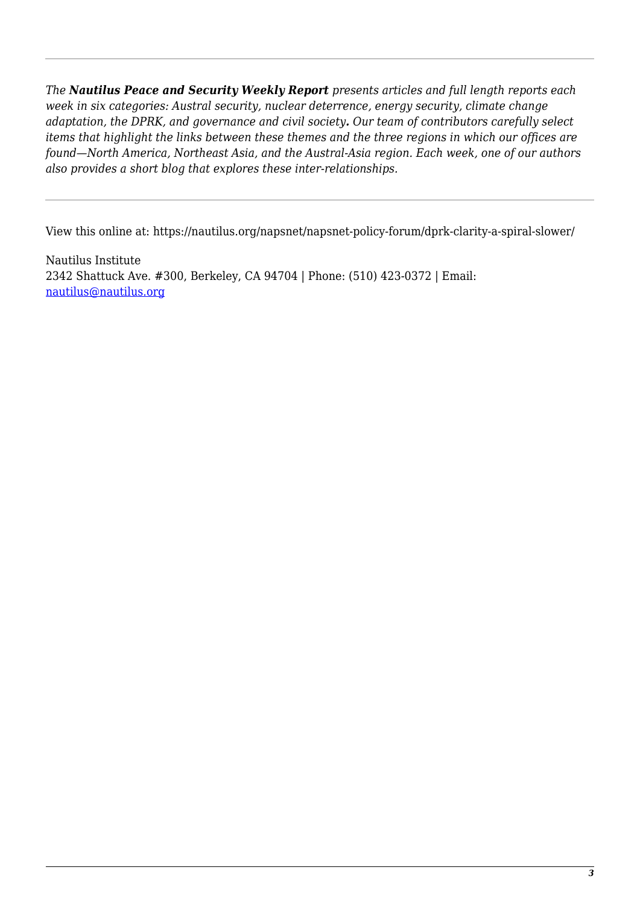---

*The **Nautilus Peace and Security Weekly Report** presents articles and full length reports each week in six categories: Austral security, nuclear deterrence, energy security, climate change adaptation, the DPRK, and governance and civil society**.** Our team of contributors carefully select items that highlight the links between these themes and the three regions in which our offices are found—North America, Northeast Asia, and the Austral-Asia region. Each week, one of our authors also provides a short blog that explores these inter-relationships.*

---

View this online at: https://nautilus.org/napsnet/napsnet-policy-forum/dprk-clarity-a-spiral-slower/

Nautilus Institute
2342 Shattuck Ave. #300, Berkeley, CA 94704 | Phone: (510) 423-0372 | Email: [nautilus@nautilus.org](mailto:nautilus@nautilus.org)